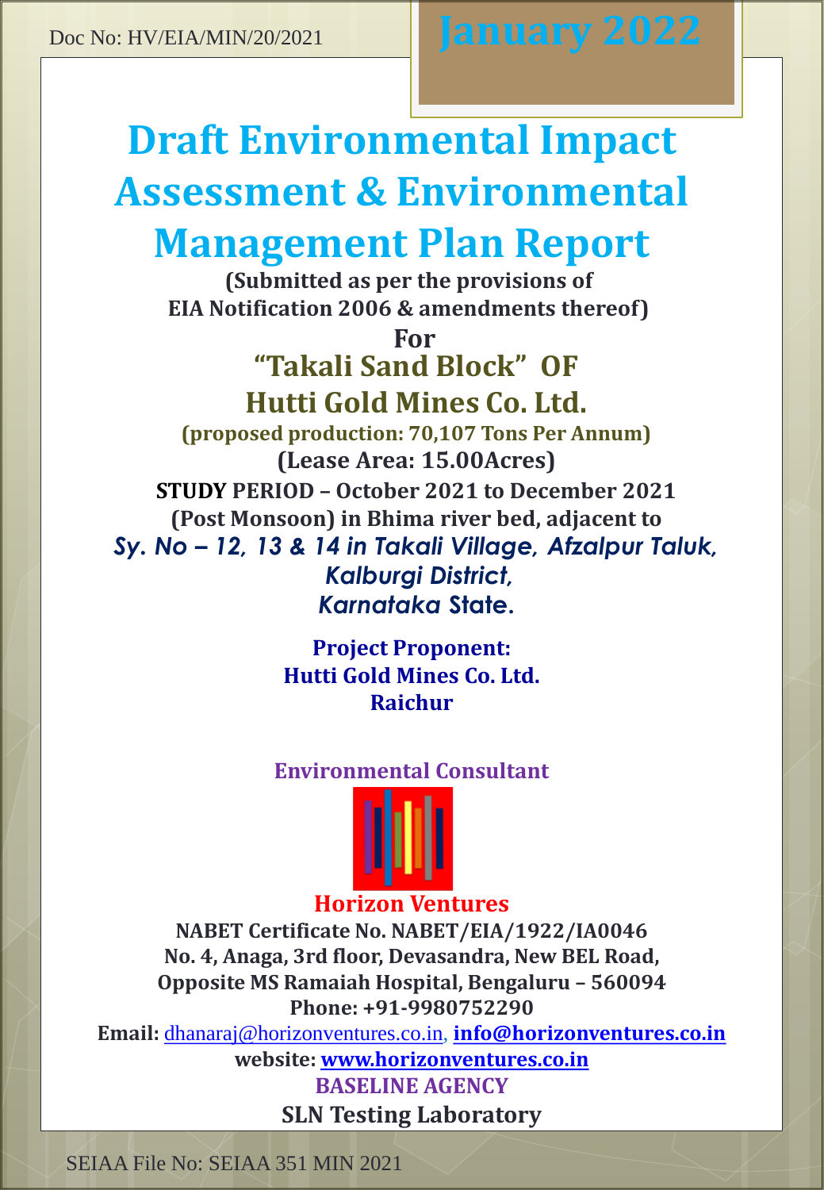Doc No: HV/EIA/MIN/20/2021

**January 2022**

# Draft Environmental Impact Assessment & Environmental Management Plan Report

**(Submitted as per the provisions of EIA Notification 2006 & amendments thereof)**

**For**

## "Takali Sand Block" OF Hutti Gold Mines Co. Ltd.

**(proposed production: 70,107 Tons Per Annum)**

**(Lease Area: 15.00Acres)**

**STUDY PERIOD – October 2021 to December 2021**

**(Post Monsoon) in Bhima river bed, adjacent to**

***Sy. No – 12, 13 & 14 in Takali Village, Afzalpur Taluk, Kalburgi District, Karnataka State.***

**Project Proponent:**
**Hutti Gold Mines Co. Ltd.**
**Raichur**

**Environmental Consultant**

**Horizon Ventures**

**NABET Certificate No. NABET/EIA/1922/IA0046**
**No. 4, Anaga, 3rd floor, Devasandra, New BEL Road,**
**Opposite MS Ramaiah Hospital, Bengaluru – 560094**
**Phone: +91-9980752290**
**Email:** dhanaraj@horizonventures.co.in, **info@horizonventures.co.in**
**website: www.horizonventures.co.in**

**BASELINE AGENCY**

**SLN Testing Laboratory**

SEIAA File No: SEIAA 351 MIN 2021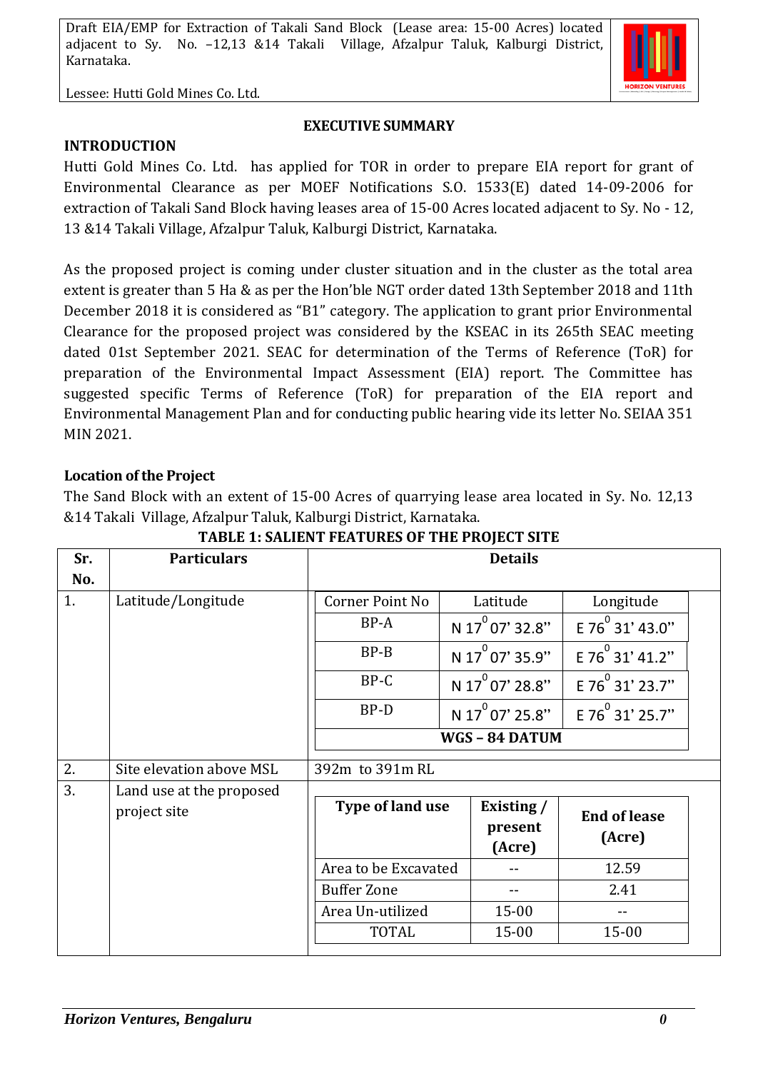## EXECUTIVE SUMMARY

### INTRODUCTION

Hutti Gold Mines Co. Ltd. has applied for TOR in order to prepare EIA report for grant of Environmental Clearance as per MOEF Notifications S.O. 1533(E) dated 14-09-2006 for extraction of Takali Sand Block having leases area of 15-00 Acres located adjacent to Sy. No - 12, 13 &14 Takali Village, Afzalpur Taluk, Kalburgi District, Karnataka.

As the proposed project is coming under cluster situation and in the cluster as the total area extent is greater than 5 Ha & as per the Hon'ble NGT order dated 13th September 2018 and 11th December 2018 it is considered as "B1" category. The application to grant prior Environmental Clearance for the proposed project was considered by the KSEAC in its 265th SEAC meeting dated 01st September 2021. SEAC for determination of the Terms of Reference (ToR) for preparation of the Environmental Impact Assessment (EIA) report. The Committee has suggested specific Terms of Reference (ToR) for preparation of the EIA report and Environmental Management Plan and for conducting public hearing vide its letter No. SEIAA 351 MIN 2021.

### Location of the Project

The Sand Block with an extent of 15-00 Acres of quarrying lease area located in Sy. No. 12,13 &14 Takali Village, Afzalpur Taluk, Kalburgi District, Karnataka.

**TABLE 1: SALIENT FEATURES OF THE PROJECT SITE**

| Sr. No. | Particulars | Details | | |
|---|---|---|---|---|
| 1. | Latitude/Longitude | Corner Point No | Latitude | Longitude |
| | | BP-A | N 17$^0$ 07' 32.8" | E 76$^0$ 31' 43.0" |
| | | BP-B | N 17$^0$ 07' 35.9" | E 76$^0$ 31' 41.2" |
| | | BP-C | N 17$^0$ 07' 28.8" | E 76$^0$ 31' 23.7" |
| | | BP-D | N 17$^0$ 07' 25.8" | E 76$^0$ 31' 25.7" |
| | | **WGS – 84 DATUM** | | |
| 2. | Site elevation above MSL | 392m to 391m RL | | |
| 3. | Land use at the proposed project site | **Type of land use** | **Existing / present (Acre)** | **End of lease (Acre)** |
| | | Area to be Excavated | -- | 12.59 |
| | | Buffer Zone | -- | 2.41 |
| | | Area Un-utilized | 15-00 | -- |
| | | TOTAL | 15-00 | 15-00 |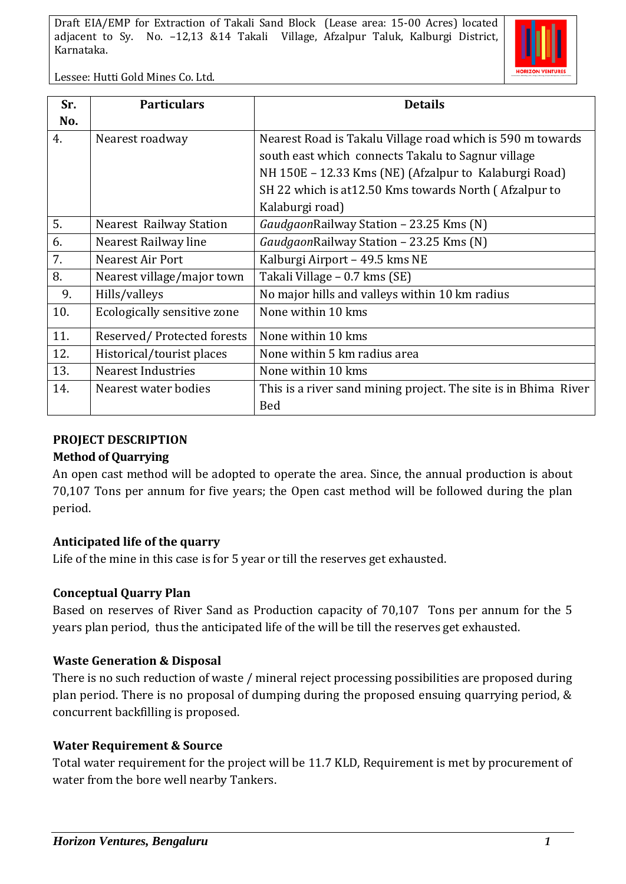| Sr. No. | Particulars | Details |
|---|---|---|
| 4. | Nearest roadway | Nearest Road is Takalu Village road which is 590 m towards south east which connects Takalu to Sagnur village<br>NH 150E – 12.33 Kms (NE) (Afzalpur to Kalaburgi Road)<br>SH 22 which is at12.50 Kms towards North ( Afzalpur to Kalaburgi road) |
| 5. | Nearest Railway Station | *Gaudgaon*Railway Station – 23.25 Kms (N) |
| 6. | Nearest Railway line | *Gaudgaon*Railway Station – 23.25 Kms (N) |
| 7. | Nearest Air Port | Kalburgi Airport – 49.5 kms NE |
| 8. | Nearest village/major town | Takali Village – 0.7 kms (SE) |
| 9. | Hills/valleys | No major hills and valleys within 10 km radius |
| 10. | Ecologically sensitive zone | None within 10 kms |
| 11. | Reserved/ Protected forests | None within 10 kms |
| 12. | Historical/tourist places | None within 5 km radius area |
| 13. | Nearest Industries | None within 10 kms |
| 14. | Nearest water bodies | This is a river sand mining project. The site is in Bhima River Bed |

## PROJECT DESCRIPTION

### Method of Quarrying

An open cast method will be adopted to operate the area. Since, the annual production is about 70,107 Tons per annum for five years; the Open cast method will be followed during the plan period.

### Anticipated life of the quarry

Life of the mine in this case is for 5 year or till the reserves get exhausted.

### Conceptual Quarry Plan

Based on reserves of River Sand as Production capacity of 70,107 Tons per annum for the 5 years plan period, thus the anticipated life of the will be till the reserves get exhausted.

### Waste Generation & Disposal

There is no such reduction of waste / mineral reject processing possibilities are proposed during plan period. There is no proposal of dumping during the proposed ensuing quarrying period, & concurrent backfilling is proposed.

### Water Requirement & Source

Total water requirement for the project will be 11.7 KLD, Requirement is met by procurement of water from the bore well nearby Tankers.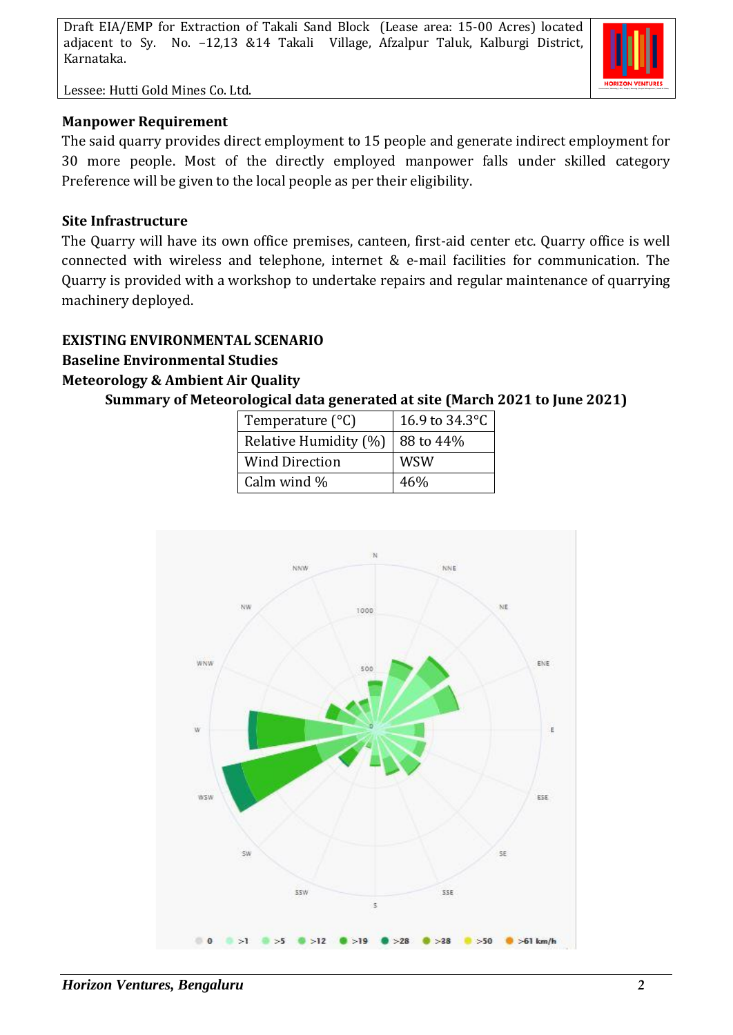## Manpower Requirement

The said quarry provides direct employment to 15 people and generate indirect employment for 30 more people. Most of the directly employed manpower falls under skilled category Preference will be given to the local people as per their eligibility.

## Site Infrastructure

The Quarry will have its own office premises, canteen, first-aid center etc. Quarry office is well connected with wireless and telephone, internet & e-mail facilities for communication. The Quarry is provided with a workshop to undertake repairs and regular maintenance of quarrying machinery deployed.

## EXISTING ENVIRONMENTAL SCENARIO

### Baseline Environmental Studies

### Meteorology & Ambient Air Quality

**Summary of Meteorological data generated at site (March 2021 to June 2021)**

| Parameter | Value |
|---|---|
| Temperature (°C) | 16.9 to 34.3°C |
| Relative Humidity (%) | 88 to 44% |
| Wind Direction | WSW |
| Calm wind % | 46% |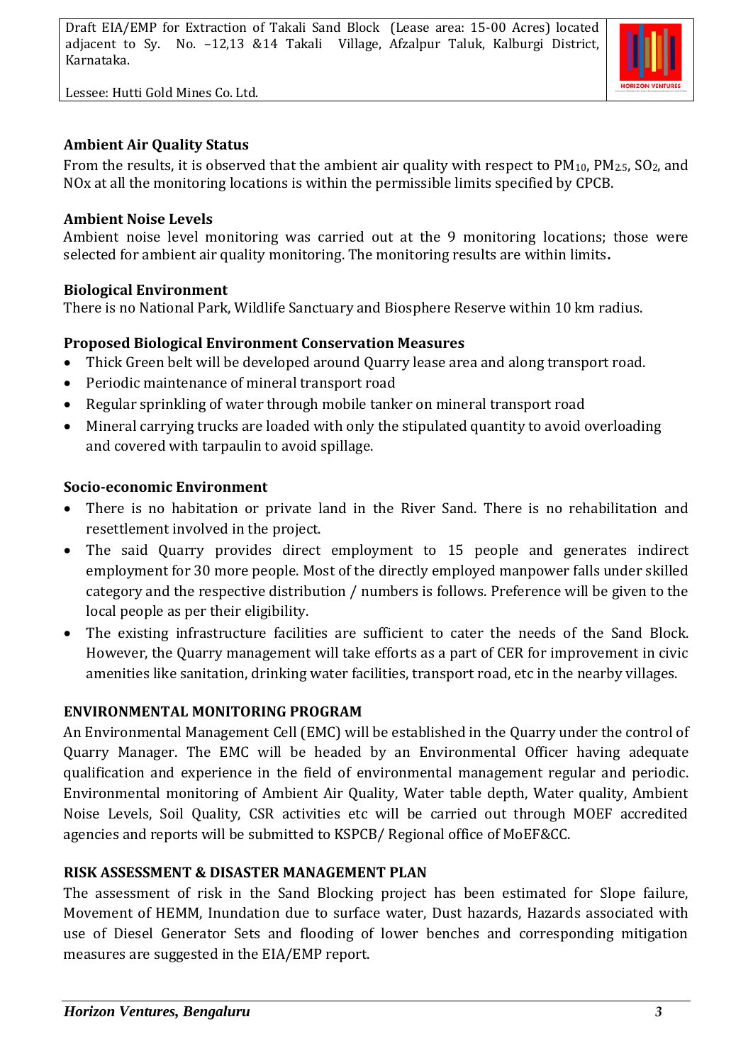**Ambient Air Quality Status**

From the results, it is observed that the ambient air quality with respect to $PM_{10}$, $PM_{2.5}$, $SO_2$, and NOx at all the monitoring locations is within the permissible limits specified by CPCB.

**Ambient Noise Levels**

Ambient noise level monitoring was carried out at the 9 monitoring locations; those were selected for ambient air quality monitoring. The monitoring results are within limits**.**

**Biological Environment**

There is no National Park, Wildlife Sanctuary and Biosphere Reserve within 10 km radius.

**Proposed Biological Environment Conservation Measures**

- Thick Green belt will be developed around Quarry lease area and along transport road.
- Periodic maintenance of mineral transport road
- Regular sprinkling of water through mobile tanker on mineral transport road
- Mineral carrying trucks are loaded with only the stipulated quantity to avoid overloading and covered with tarpaulin to avoid spillage.

**Socio-economic Environment**

- There is no habitation or private land in the River Sand. There is no rehabilitation and resettlement involved in the project.
- The said Quarry provides direct employment to 15 people and generates indirect employment for 30 more people. Most of the directly employed manpower falls under skilled category and the respective distribution / numbers is follows. Preference will be given to the local people as per their eligibility.
- The existing infrastructure facilities are sufficient to cater the needs of the Sand Block. However, the Quarry management will take efforts as a part of CER for improvement in civic amenities like sanitation, drinking water facilities, transport road, etc in the nearby villages.

**ENVIRONMENTAL MONITORING PROGRAM**

An Environmental Management Cell (EMC) will be established in the Quarry under the control of Quarry Manager. The EMC will be headed by an Environmental Officer having adequate qualification and experience in the field of environmental management regular and periodic. Environmental monitoring of Ambient Air Quality, Water table depth, Water quality, Ambient Noise Levels, Soil Quality, CSR activities etc will be carried out through MOEF accredited agencies and reports will be submitted to KSPCB/ Regional office of MoEF&CC.

**RISK ASSESSMENT & DISASTER MANAGEMENT PLAN**

The assessment of risk in the Sand Blocking project has been estimated for Slope failure, Movement of HEMM, Inundation due to surface water, Dust hazards, Hazards associated with use of Diesel Generator Sets and flooding of lower benches and corresponding mitigation measures are suggested in the EIA/EMP report.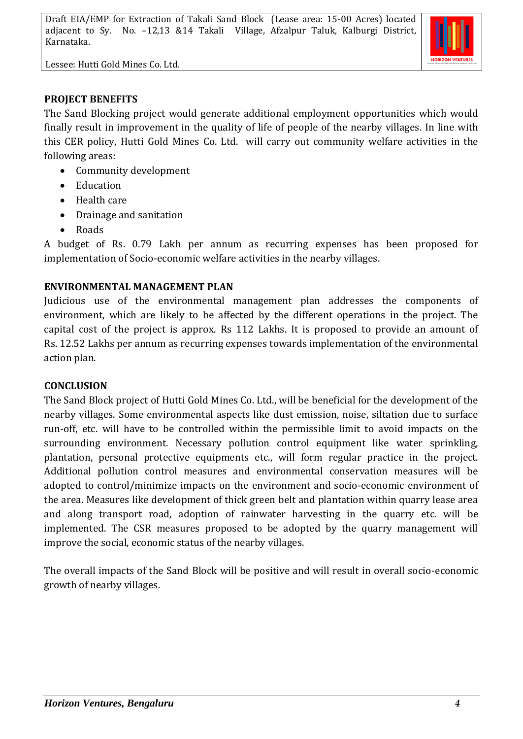## PROJECT BENEFITS

The Sand Blocking project would generate additional employment opportunities which would finally result in improvement in the quality of life of people of the nearby villages. In line with this CER policy, Hutti Gold Mines Co. Ltd. will carry out community welfare activities in the following areas:

- Community development
- Education
- Health care
- Drainage and sanitation
- Roads

A budget of Rs. 0.79 Lakh per annum as recurring expenses has been proposed for implementation of Socio-economic welfare activities in the nearby villages.

## ENVIRONMENTAL MANAGEMENT PLAN

Judicious use of the environmental management plan addresses the components of environment, which are likely to be affected by the different operations in the project. The capital cost of the project is approx. Rs 112 Lakhs. It is proposed to provide an amount of Rs. 12.52 Lakhs per annum as recurring expenses towards implementation of the environmental action plan.

## CONCLUSION

The Sand Block project of Hutti Gold Mines Co. Ltd., will be beneficial for the development of the nearby villages. Some environmental aspects like dust emission, noise, siltation due to surface run-off, etc. will have to be controlled within the permissible limit to avoid impacts on the surrounding environment. Necessary pollution control equipment like water sprinkling, plantation, personal protective equipments etc., will form regular practice in the project. Additional pollution control measures and environmental conservation measures will be adopted to control/minimize impacts on the environment and socio-economic environment of the area. Measures like development of thick green belt and plantation within quarry lease area and along transport road, adoption of rainwater harvesting in the quarry etc. will be implemented. The CSR measures proposed to be adopted by the quarry management will improve the social, economic status of the nearby villages.

The overall impacts of the Sand Block will be positive and will result in overall socio-economic growth of nearby villages.